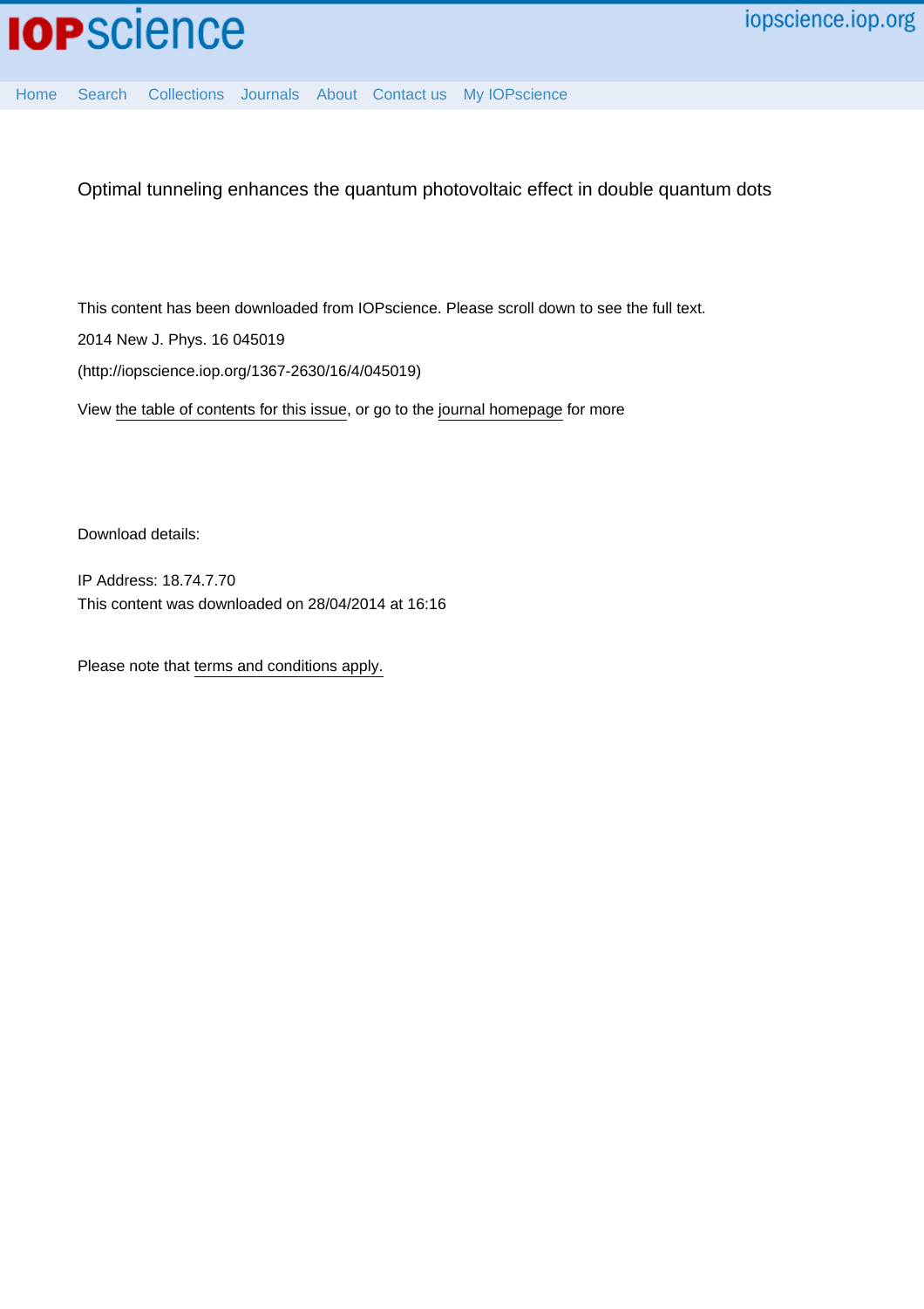IOPscience

iopscience.iop.org

Home Search Collections Journals About Contact us My IOPscience

# Optimal tunneling enhances the quantum photovoltaic effect in double quantum dots

This content has been downloaded from IOPscience. Please scroll down to see the full text.

2014 New J. Phys. 16 045019

(http://iopscience.iop.org/1367-2630/16/4/045019)

View the table of contents for this issue, or go to the journal homepage for more

Download details:

IP Address: 18.74.7.70

This content was downloaded on 28/04/2014 at 16:16

Please note that terms and conditions apply.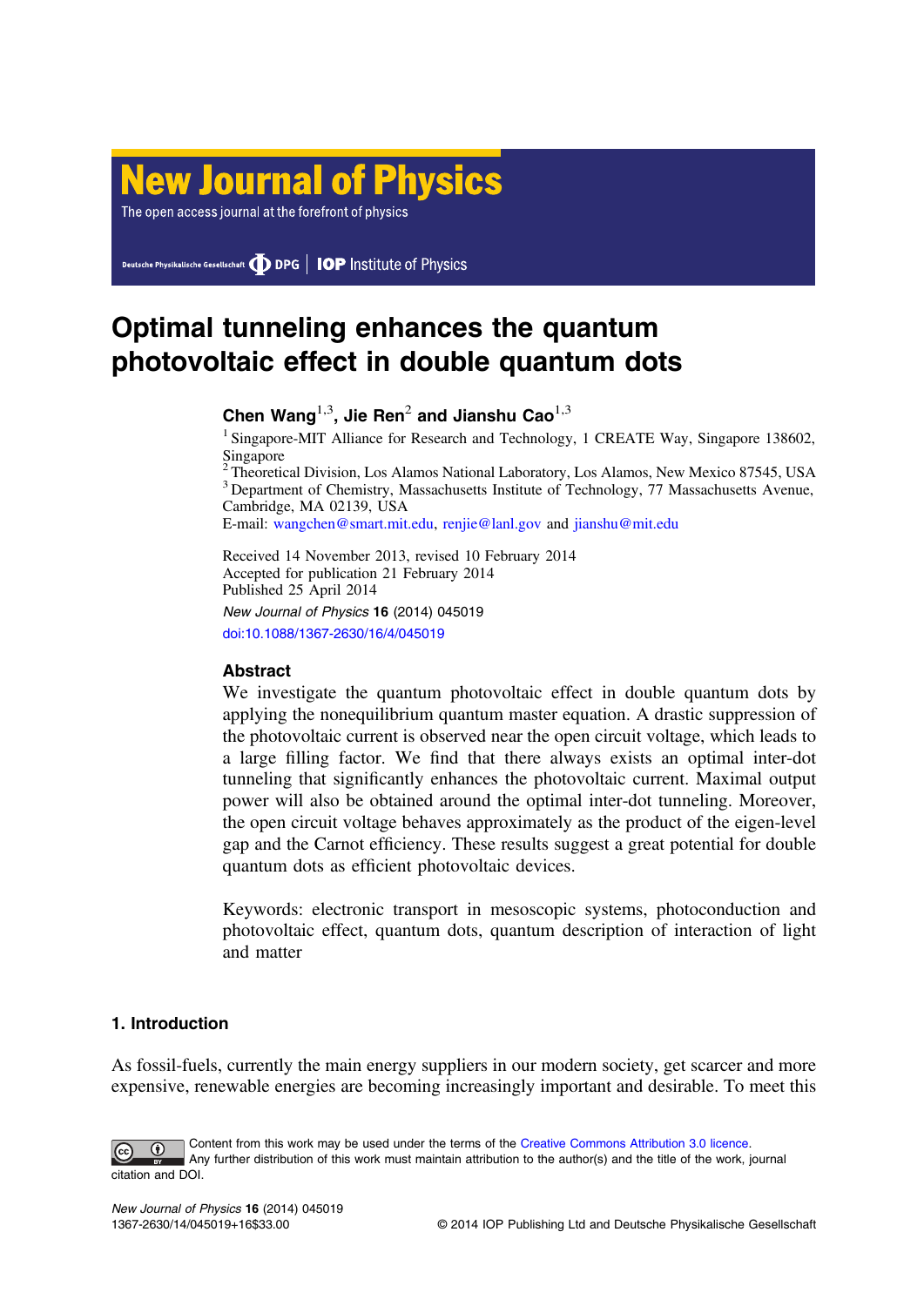# Optimal tunneling enhances the quantum photovoltaic effect in double quantum dots

**Chen Wang**[1,3], **Jie Ren**[2] **and Jianshu Cao**[1,3]

[1] Singapore-MIT Alliance for Research and Technology, 1 CREATE Way, Singapore 138602, Singapore

[2] Theoretical Division, Los Alamos National Laboratory, Los Alamos, New Mexico 87545, USA

[3] Department of Chemistry, Massachusetts Institute of Technology, 77 Massachusetts Avenue, Cambridge, MA 02139, USA

E-mail: wangchen@smart.mit.edu, renjie@lanl.gov and jianshu@mit.edu

Received 14 November 2013, revised 10 February 2014
Accepted for publication 21 February 2014
Published 25 April 2014

*New Journal of Physics* **16** (2014) 045019

doi:10.1088/1367-2630/16/4/045019

### Abstract

We investigate the quantum photovoltaic effect in double quantum dots by applying the nonequilibrium quantum master equation. A drastic suppression of the photovoltaic current is observed near the open circuit voltage, which leads to a large filling factor. We find that there always exists an optimal inter-dot tunneling that significantly enhances the photovoltaic current. Maximal output power will also be obtained around the optimal inter-dot tunneling. Moreover, the open circuit voltage behaves approximately as the product of the eigen-level gap and the Carnot efficiency. These results suggest a great potential for double quantum dots as efficient photovoltaic devices.

Keywords: electronic transport in mesoscopic systems, photoconduction and photovoltaic effect, quantum dots, quantum description of interaction of light and matter

## 1. Introduction

As fossil-fuels, currently the main energy suppliers in our modern society, get scarcer and more expensive, renewable energies are becoming increasingly important and desirable. To meet this

Content from this work may be used under the terms of the Creative Commons Attribution 3.0 licence. Any further distribution of this work must maintain attribution to the author(s) and the title of the work, journal citation and DOI.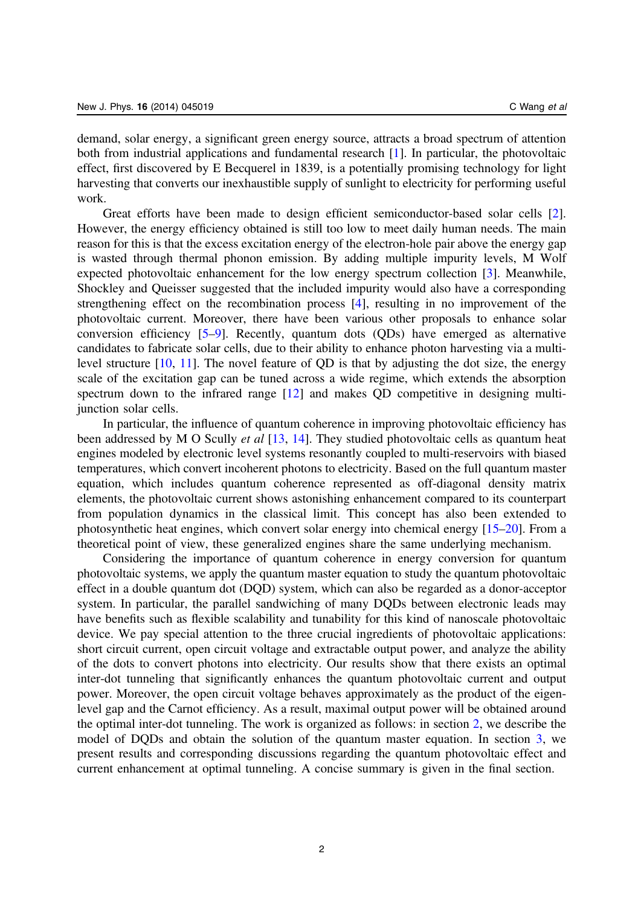demand, solar energy, a significant green energy source, attracts a broad spectrum of attention both from industrial applications and fundamental research [1]. In particular, the photovoltaic effect, first discovered by E Becquerel in 1839, is a potentially promising technology for light harvesting that converts our inexhaustible supply of sunlight to electricity for performing useful work.

Great efforts have been made to design efficient semiconductor-based solar cells [2]. However, the energy efficiency obtained is still too low to meet daily human needs. The main reason for this is that the excess excitation energy of the electron-hole pair above the energy gap is wasted through thermal phonon emission. By adding multiple impurity levels, M Wolf expected photovoltaic enhancement for the low energy spectrum collection [3]. Meanwhile, Shockley and Queisser suggested that the included impurity would also have a corresponding strengthening effect on the recombination process [4], resulting in no improvement of the photovoltaic current. Moreover, there have been various other proposals to enhance solar conversion efficiency [5–9]. Recently, quantum dots (QDs) have emerged as alternative candidates to fabricate solar cells, due to their ability to enhance photon harvesting via a multi-level structure [10, 11]. The novel feature of QD is that by adjusting the dot size, the energy scale of the excitation gap can be tuned across a wide regime, which extends the absorption spectrum down to the infrared range [12] and makes QD competitive in designing multi-junction solar cells.

In particular, the influence of quantum coherence in improving photovoltaic efficiency has been addressed by M O Scully *et al* [13, 14]. They studied photovoltaic cells as quantum heat engines modeled by electronic level systems resonantly coupled to multi-reservoirs with biased temperatures, which convert incoherent photons to electricity. Based on the full quantum master equation, which includes quantum coherence represented as off-diagonal density matrix elements, the photovoltaic current shows astonishing enhancement compared to its counterpart from population dynamics in the classical limit. This concept has also been extended to photosynthetic heat engines, which convert solar energy into chemical energy [15–20]. From a theoretical point of view, these generalized engines share the same underlying mechanism.

Considering the importance of quantum coherence in energy conversion for quantum photovoltaic systems, we apply the quantum master equation to study the quantum photovoltaic effect in a double quantum dot (DQD) system, which can also be regarded as a donor-acceptor system. In particular, the parallel sandwiching of many DQDs between electronic leads may have benefits such as flexible scalability and tunability for this kind of nanoscale photovoltaic device. We pay special attention to the three crucial ingredients of photovoltaic applications: short circuit current, open circuit voltage and extractable output power, and analyze the ability of the dots to convert photons into electricity. Our results show that there exists an optimal inter-dot tunneling that significantly enhances the quantum photovoltaic current and output power. Moreover, the open circuit voltage behaves approximately as the product of the eigen-level gap and the Carnot efficiency. As a result, maximal output power will be obtained around the optimal inter-dot tunneling. The work is organized as follows: in section 2, we describe the model of DQDs and obtain the solution of the quantum master equation. In section 3, we present results and corresponding discussions regarding the quantum photovoltaic effect and current enhancement at optimal tunneling. A concise summary is given in the final section.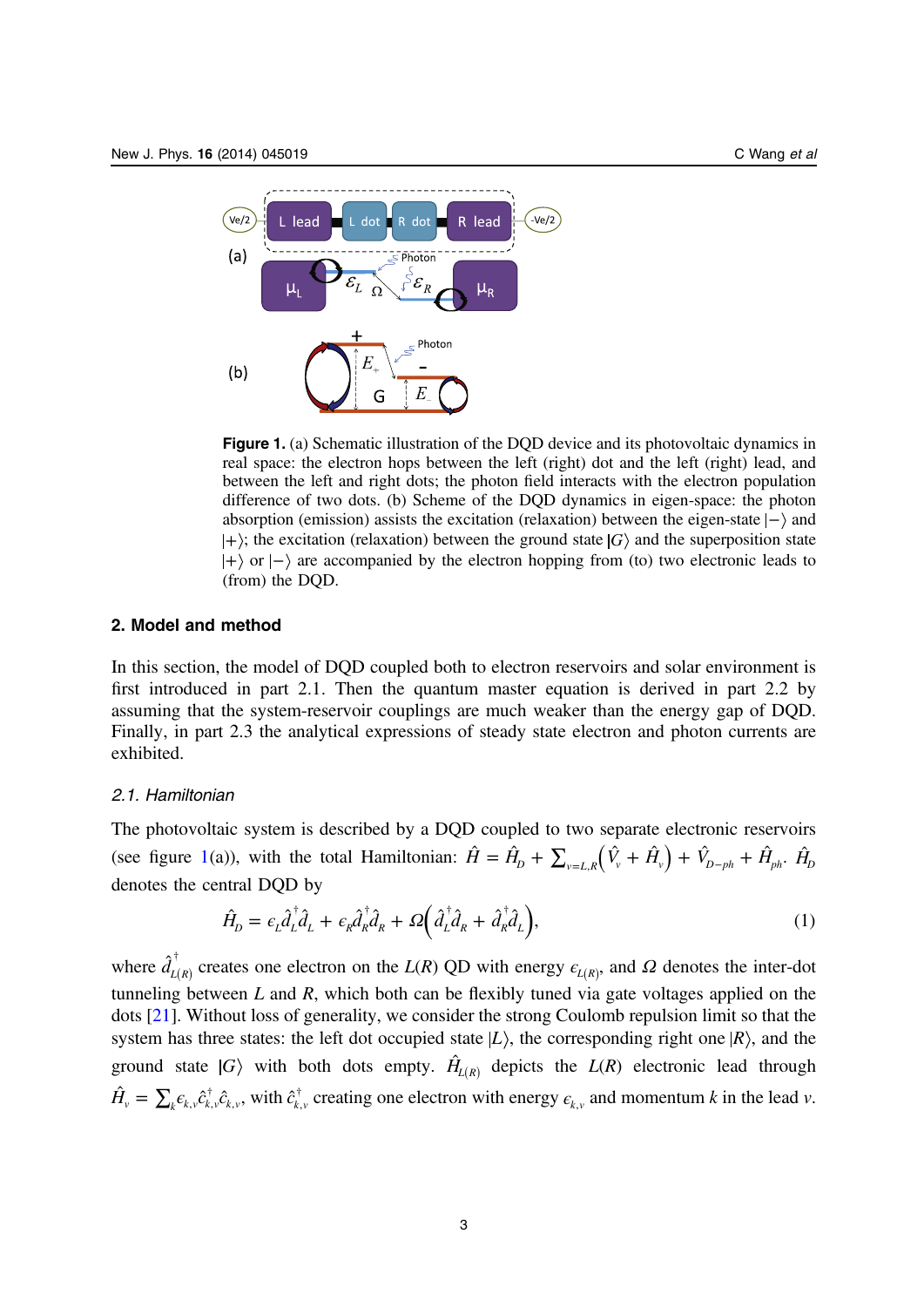**Figure 1.** (a) Schematic illustration of the DQD device and its photovoltaic dynamics in real space: the electron hops between the left (right) dot and the left (right) lead, and between the left and right dots; the photon field interacts with the electron population difference of two dots. (b) Scheme of the DQD dynamics in eigen-space: the photon absorption (emission) assists the excitation (relaxation) between the eigen-state $|-\rangle$ and $|+\rangle$; the excitation (relaxation) between the ground state $|G\rangle$ and the superposition state $|+\rangle$ or $|-\rangle$ are accompanied by the electron hopping from (to) two electronic leads to (from) the DQD.

## 2. Model and method

In this section, the model of DQD coupled both to electron reservoirs and solar environment is first introduced in part 2.1. Then the quantum master equation is derived in part 2.2 by assuming that the system-reservoir couplings are much weaker than the energy gap of DQD. Finally, in part 2.3 the analytical expressions of steady state electron and photon currents are exhibited.

### *2.1. Hamiltonian*

The photovoltaic system is described by a DQD coupled to two separate electronic reservoirs (see figure 1(a)), with the total Hamiltonian: $\hat{H} = \hat{H}_D + \sum_{v=L,R}\left(\hat{V}_v + \hat{H}_v\right) + \hat{V}_{D-ph} + \hat{H}_{ph}$. $\hat{H}_D$ denotes the central DQD by

$$\hat{H}_D = \epsilon_L \hat{d}_L^\dagger \hat{d}_L + \epsilon_R \hat{d}_R^\dagger \hat{d}_R + \Omega\left(\hat{d}_L^\dagger \hat{d}_R + \hat{d}_R^\dagger \hat{d}_L\right), \tag{1}$$

where $\hat{d}_{L(R)}^\dagger$ creates one electron on the $L(R)$ QD with energy $\epsilon_{L(R)}$, and $\Omega$ denotes the inter-dot tunneling between $L$ and $R$, which both can be flexibly tuned via gate voltages applied on the dots [21]. Without loss of generality, we consider the strong Coulomb repulsion limit so that the system has three states: the left dot occupied state $|L\rangle$, the corresponding right one $|R\rangle$, and the ground state $|G\rangle$ with both dots empty. $\hat{H}_{L(R)}$ depicts the $L(R)$ electronic lead through $\hat{H}_v = \sum_k \epsilon_{k,v} \hat{c}_{k,v}^\dagger \hat{c}_{k,v}$, with $\hat{c}_{k,v}^\dagger$ creating one electron with energy $\epsilon_{k,v}$ and momentum $k$ in the lead $v$.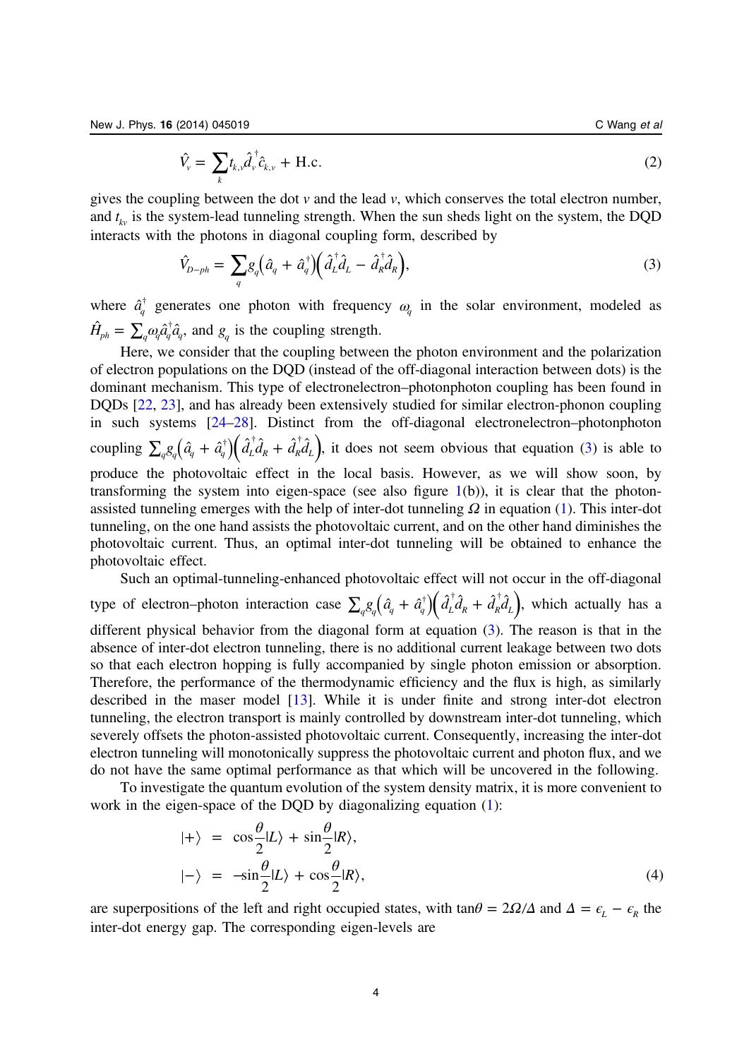$$\hat{V}_v = \sum_k t_{k,v} \hat{d}_v^\dagger \hat{c}_{k,v} + \text{H.c.} \tag{2}$$

gives the coupling between the dot $v$ and the lead $v$, which conserves the total electron number, and $t_{kv}$ is the system-lead tunneling strength. When the sun sheds light on the system, the DQD interacts with the photons in diagonal coupling form, described by

$$\hat{V}_{D-ph} = \sum_q g_q \left( \hat{a}_q + \hat{a}_q^\dagger \right) \left( \hat{d}_L^\dagger \hat{d}_L - \hat{d}_R^\dagger \hat{d}_R \right), \tag{3}$$

where $\hat{a}_q^\dagger$ generates one photon with frequency $\omega_q$ in the solar environment, modeled as $\hat{H}_{ph} = \sum_q \omega_q \hat{a}_q^\dagger \hat{a}_q$, and $g_q$ is the coupling strength.

Here, we consider that the coupling between the photon environment and the polarization of electron populations on the DQD (instead of the off-diagonal interaction between dots) is the dominant mechanism. This type of electronelectron–photonphoton coupling has been found in DQDs [22, 23], and has already been extensively studied for similar electron-phonon coupling in such systems [24–28]. Distinct from the off-diagonal electronelectron–photonphoton coupling $\sum_q g_q \left( \hat{a}_q + \hat{a}_q^\dagger \right) \left( \hat{d}_L^\dagger \hat{d}_R + \hat{d}_R^\dagger \hat{d}_L \right)$, it does not seem obvious that equation (3) is able to produce the photovoltaic effect in the local basis. However, as we will show soon, by transforming the system into eigen-space (see also figure 1(b)), it is clear that the photon-assisted tunneling emerges with the help of inter-dot tunneling $\Omega$ in equation (1). This inter-dot tunneling, on the one hand assists the photovoltaic current, and on the other hand diminishes the photovoltaic current. Thus, an optimal inter-dot tunneling will be obtained to enhance the photovoltaic effect.

Such an optimal-tunneling-enhanced photovoltaic effect will not occur in the off-diagonal type of electron–photon interaction case $\sum_q g_q \left( \hat{a}_q + \hat{a}_q^\dagger \right) \left( \hat{d}_L^\dagger \hat{d}_R + \hat{d}_R^\dagger \hat{d}_L \right)$, which actually has a different physical behavior from the diagonal form at equation (3). The reason is that in the absence of inter-dot electron tunneling, there is no additional current leakage between two dots so that each electron hopping is fully accompanied by single photon emission or absorption. Therefore, the performance of the thermodynamic efficiency and the flux is high, as similarly described in the maser model [13]. While it is under finite and strong inter-dot electron tunneling, the electron transport is mainly controlled by downstream inter-dot tunneling, which severely offsets the photon-assisted photovoltaic current. Consequently, increasing the inter-dot electron tunneling will monotonically suppress the photovoltaic current and photon flux, and we do not have the same optimal performance as that which will be uncovered in the following.

To investigate the quantum evolution of the system density matrix, it is more convenient to work in the eigen-space of the DQD by diagonalizing equation (1):

$$\begin{aligned} |+\rangle &= \cos\frac{\theta}{2}|L\rangle + \sin\frac{\theta}{2}|R\rangle, \\ |-\rangle &= -\sin\frac{\theta}{2}|L\rangle + \cos\frac{\theta}{2}|R\rangle, \end{aligned} \tag{4}$$

are superpositions of the left and right occupied states, with $\tan\theta = 2\Omega/\Delta$ and $\Delta = \epsilon_L - \epsilon_R$ the inter-dot energy gap. The corresponding eigen-levels are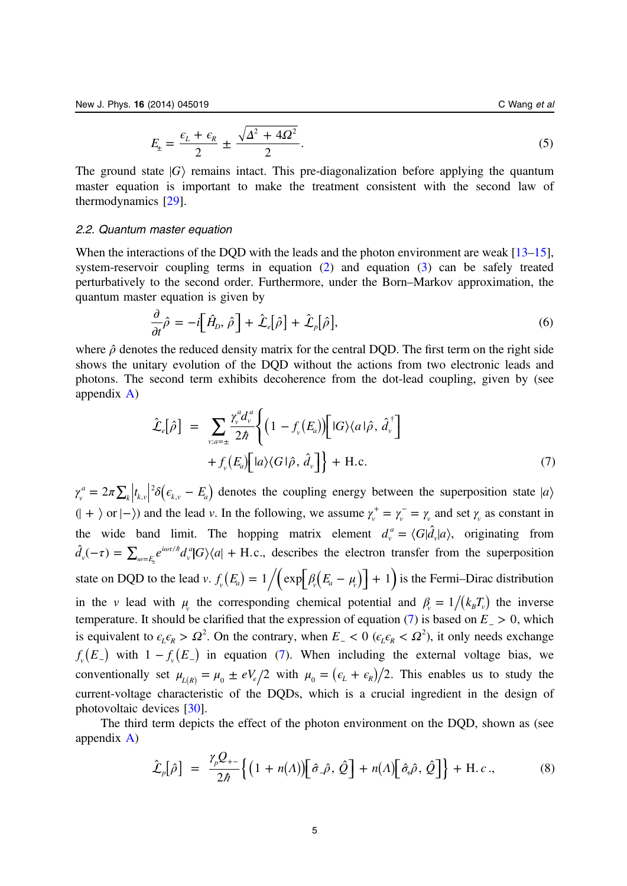$$E_{\pm} = \frac{\epsilon_L + \epsilon_R}{2} \pm \frac{\sqrt{\Delta^2 + 4\Omega^2}}{2}. \tag{5}$$

The ground state $|G\rangle$ remains intact. This pre-diagonalization before applying the quantum master equation is important to make the treatment consistent with the second law of thermodynamics [29].

### 2.2. Quantum master equation

When the interactions of the DQD with the leads and the photon environment are weak [13–15], system-reservoir coupling terms in equation (2) and equation (3) can be safely treated perturbatively to the second order. Furthermore, under the Born–Markov approximation, the quantum master equation is given by

$$\frac{\partial}{\partial t}\hat{\rho} = -i\left[\hat{H}_D, \hat{\rho}\right] + \hat{\mathcal{L}}_e[\hat{\rho}] + \hat{\mathcal{L}}_p[\hat{\rho}], \tag{6}$$

where $\hat{\rho}$ denotes the reduced density matrix for the central DQD. The first term on the right side shows the unitary evolution of the DQD without the actions from two electronic leads and photons. The second term exhibits decoherence from the dot-lead coupling, given by (see appendix A)

$$\begin{aligned}\hat{\mathcal{L}}_e[\hat{\rho}] = \sum_{v;a=\pm} \frac{\gamma_v^a d_v^a}{2\hbar}\Big\{\left(1 - f_v(E_a)\right)\left[|G\rangle\langle a|\hat{\rho}, \hat{d}_v^{\dagger}\right] \\ + f_v(E_a)\left[|a\rangle\langle G|\hat{\rho}, \hat{d}_v\right]\Big\} + \text{H.c.}\end{aligned} \tag{7}$$

$\gamma_v^a = 2\pi\sum_k \left|t_{k,v}\right|^2\delta\left(\epsilon_{k,v} - E_a\right)$ denotes the coupling energy between the superposition state $|a\rangle$ ($|+\rangle$ or $|-\rangle$) and the lead $v$. In the following, we assume $\gamma_v^+ = \gamma_v^- = \gamma_v$ and set $\gamma_v$ as constant in the wide band limit. The hopping matrix element $d_v^a = \langle G|\hat{d}_v|a\rangle$, originating from $\hat{d}_v(-\tau) = \sum_{\omega=E_{\pm}} e^{i\omega\tau/\hbar} d_v^a|G\rangle\langle a| + \text{H.c.}$, describes the electron transfer from the superposition state on DQD to the lead $v$. $f_v(E_a) = 1/\left(\exp\left[\beta_v\left(E_a - \mu_v\right)\right] + 1\right)$ is the Fermi–Dirac distribution in the $v$ lead with $\mu_v$ the corresponding chemical potential and $\beta_v = 1/(k_B T_v)$ the inverse temperature. It should be clarified that the expression of equation (7) is based on $E_- > 0$, which is equivalent to $\epsilon_L\epsilon_R > \Omega^2$. On the contrary, when $E_- < 0$ ($\epsilon_L\epsilon_R < \Omega^2$), it only needs exchange $f_v(E_-)$ with $1 - f_v(E_-)$ in equation (7). When including the external voltage bias, we conventionally set $\mu_{L(R)} = \mu_0 \pm eV_e/2$ with $\mu_0 = (\epsilon_L + \epsilon_R)/2$. This enables us to study the current-voltage characteristic of the DQDs, which is a crucial ingredient in the design of photovoltaic devices [30].

The third term depicts the effect of the photon environment on the DQD, shown as (see appendix A)

$$\hat{\mathcal{L}}_p[\hat{\rho}] = \frac{\gamma_p Q_{+-}}{2\hbar}\left\{\left(1 + n(\Lambda)\right)\left[\hat{\sigma}_-\hat{\rho}, \hat{Q}\right] + n(\Lambda)\left[\hat{\sigma}_+\hat{\rho}, \hat{Q}\right]\right\} + \text{H.c.}, \tag{8}$$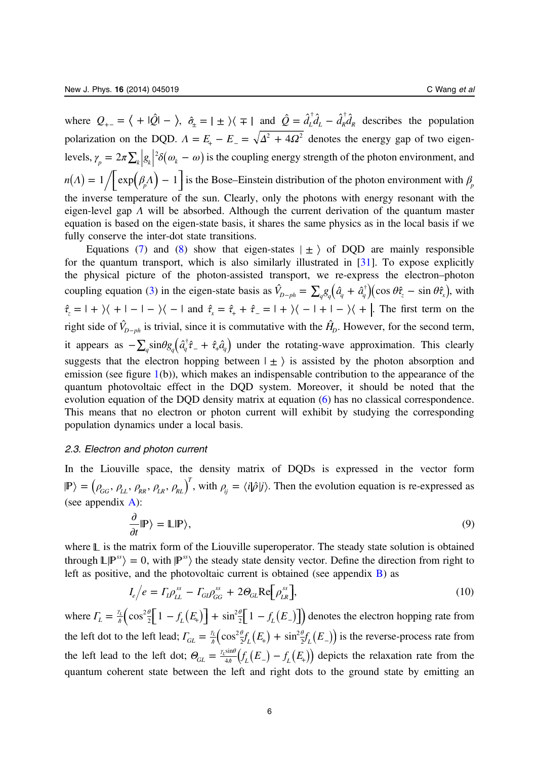where $Q_{+-} = \langle + |\hat{Q}| - \rangle$, $\hat{\sigma}_{\pm} = | \pm \rangle\langle \mp |$ and $\hat{Q} = \hat{d}_L^\dagger \hat{d}_L - \hat{d}_R^\dagger \hat{d}_R$ describes the population polarization on the DQD. $\Lambda = E_+ - E_- = \sqrt{\Delta^2 + 4\Omega^2}$ denotes the energy gap of two eigen-levels, $\gamma_p = 2\pi \sum_k |g_k|^2 \delta(\omega_k - \omega)$ is the coupling energy strength of the photon environment, and $n(\Lambda) = 1 \Big/ \left[ \exp\left(\beta_p \Lambda\right) - 1 \right]$ is the Bose–Einstein distribution of the photon environment with $\beta_p$ the inverse temperature of the sun. Clearly, only the photons with energy resonant with the eigen-level gap $\Lambda$ will be absorbed. Although the current derivation of the quantum master equation is based on the eigen-state basis, it shares the same physics as in the local basis if we fully conserve the inter-dot state transitions.

Equations (7) and (8) show that eigen-states $| \pm \rangle$ of DQD are mainly responsible for the quantum transport, which is also similarly illustrated in [31]. To expose explicitly the physical picture of the photon-assisted transport, we re-express the electron–photon coupling equation (3) in the eigen-state basis as $\hat{V}_{D-ph} = \sum_q g_q \left( \hat{a}_q + \hat{a}_q^\dagger \right) \left( \cos\theta \hat{\tau}_z - \sin\theta \hat{\tau}_x \right)$, with $\hat{\tau}_z = | + \rangle\langle + | - | - \rangle\langle - |$ and $\hat{\tau}_x = \hat{\tau}_+ + \hat{\tau}_- = | + \rangle\langle - | + | - \rangle\langle + |$. The first term on the right side of $\hat{V}_{D-ph}$ is trivial, since it is commutative with the $\hat{H}_D$. However, for the second term, it appears as $-\sum_q \sin\theta g_q \left( \hat{a}_q^\dagger \hat{\tau}_- + \hat{\tau}_+ \hat{a}_q \right)$ under the rotating-wave approximation. This clearly suggests that the electron hopping between $| \pm \rangle$ is assisted by the photon absorption and emission (see figure 1(b)), which makes an indispensable contribution to the appearance of the quantum photovoltaic effect in the DQD system. Moreover, it should be noted that the evolution equation of the DQD density matrix at equation (6) has no classical correspondence. This means that no electron or photon current will exhibit by studying the corresponding population dynamics under a local basis.

### *2.3. Electron and photon current*

In the Liouville space, the density matrix of DQDs is expressed in the vector form $|\mathbb{P}\rangle = \left( \rho_{GG}, \rho_{LL}, \rho_{RR}, \rho_{LR}, \rho_{RL} \right)^T$, with $\rho_{ij} = \langle i|\hat{\rho}|j\rangle$. Then the evolution equation is re-expressed as (see appendix A):

$$\frac{\partial}{\partial t} |\mathbb{P}\rangle = \mathbb{L} |\mathbb{P}\rangle, \tag{9}$$

where $\mathbb{L}$ is the matrix form of the Liouville superoperator. The steady state solution is obtained through $\mathbb{L}|\mathbb{P}^{ss}\rangle = 0$, with $|\mathbb{P}^{ss}\rangle$ the steady state density vector. Define the direction from right to left as positive, and the photovoltaic current is obtained (see appendix B) as

$$I_e / e = \Gamma_L \rho_{LL}^{ss} - \Gamma_{GL} \rho_{GG}^{ss} + 2\Theta_{GL} \mathrm{Re}\left[ \rho_{LR}^{ss} \right], \tag{10}$$

where $\Gamma_L = \frac{\gamma_L}{\hbar} \left( \cos^2\frac{\theta}{2} \left[ 1 - f_L\left(E_+\right) \right] + \sin^2\frac{\theta}{2} \left[ 1 - f_L\left(E_-\right) \right] \right)$ denotes the electron hopping rate from the left dot to the left lead; $\Gamma_{GL} = \frac{\gamma_L}{\hbar} \left( \cos^2\frac{\theta}{2} f_L\left(E_+\right) + \sin^2\frac{\theta}{2} f_L\left(E_-\right) \right)$ is the reverse-process rate from the left lead to the left dot; $\Theta_{GL} = \frac{\gamma_L \sin\theta}{4\hbar} \left( f_L\left(E_-\right) - f_L\left(E_+\right) \right)$ depicts the relaxation rate from the quantum coherent state between the left and right dots to the ground state by emitting an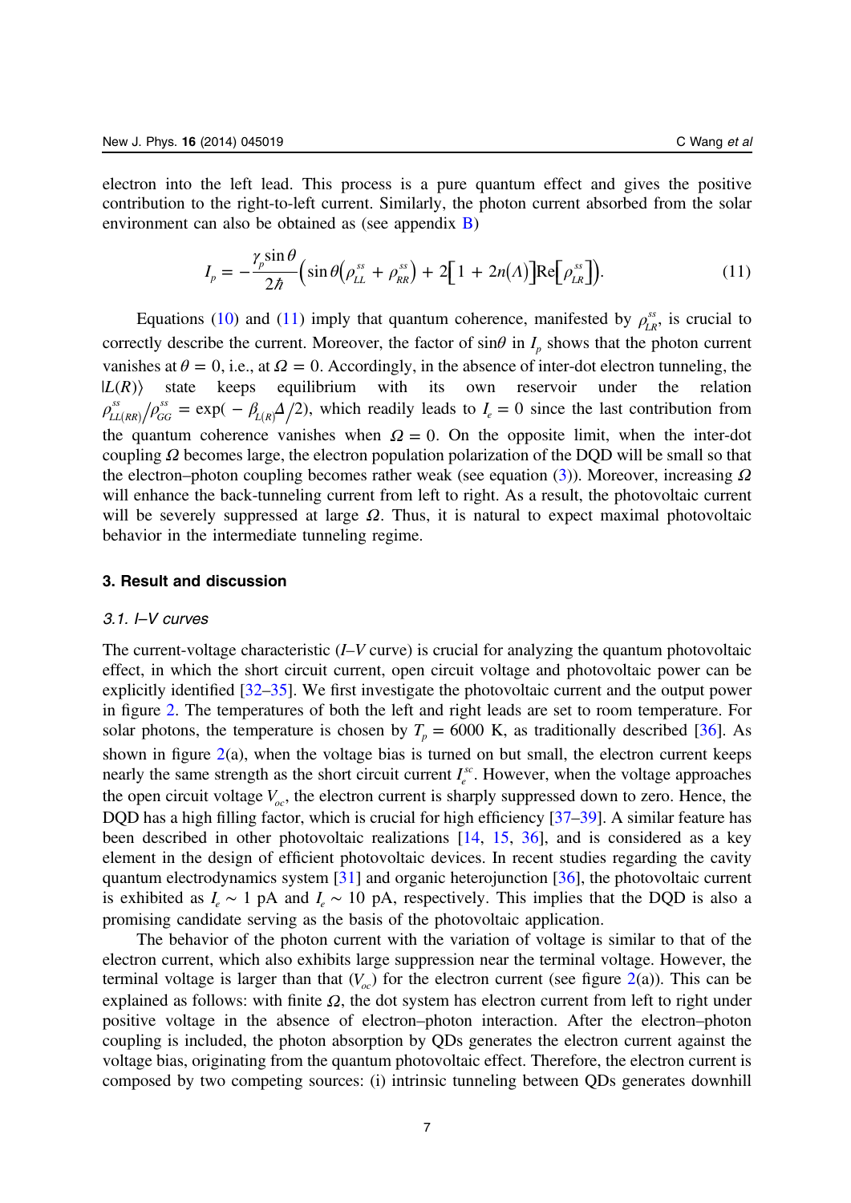electron into the left lead. This process is a pure quantum effect and gives the positive contribution to the right-to-left current. Similarly, the photon current absorbed from the solar environment can also be obtained as (see appendix B)

$$I_p = -\frac{\gamma_p \sin\theta}{2\hbar}\Big(\sin\theta\big(\rho_{LL}^{ss} + \rho_{RR}^{ss}\big) + 2\big[1 + 2n(\Lambda)\big]\mathrm{Re}\big[\rho_{LR}^{ss}\big]\Big). \tag{11}$$

Equations (10) and (11) imply that quantum coherence, manifested by $\rho_{LR}^{ss}$, is crucial to correctly describe the current. Moreover, the factor of $\sin\theta$ in $I_p$ shows that the photon current vanishes at $\theta = 0$, i.e., at $\Omega = 0$. Accordingly, in the absence of inter-dot electron tunneling, the $|L(R)\rangle$ state keeps equilibrium with its own reservoir under the relation $\rho_{LL(RR)}^{ss}/\rho_{GG}^{ss} = \exp(-\beta_{L(R)}\Delta/2)$, which readily leads to $I_e = 0$ since the last contribution from the quantum coherence vanishes when $\Omega = 0$. On the opposite limit, when the inter-dot coupling $\Omega$ becomes large, the electron population polarization of the DQD will be small so that the electron–photon coupling becomes rather weak (see equation (3)). Moreover, increasing $\Omega$ will enhance the back-tunneling current from left to right. As a result, the photovoltaic current will be severely suppressed at large $\Omega$. Thus, it is natural to expect maximal photovoltaic behavior in the intermediate tunneling regime.

## 3. Result and discussion

### 3.1. I–V curves

The current-voltage characteristic ($I$–$V$ curve) is crucial for analyzing the quantum photovoltaic effect, in which the short circuit current, open circuit voltage and photovoltaic power can be explicitly identified [32–35]. We first investigate the photovoltaic current and the output power in figure 2. The temperatures of both the left and right leads are set to room temperature. For solar photons, the temperature is chosen by $T_p = 6000$ K, as traditionally described [36]. As shown in figure 2(a), when the voltage bias is turned on but small, the electron current keeps nearly the same strength as the short circuit current $I_e^{sc}$. However, when the voltage approaches the open circuit voltage $V_{oc}$, the electron current is sharply suppressed down to zero. Hence, the DQD has a high filling factor, which is crucial for high efficiency [37–39]. A similar feature has been described in other photovoltaic realizations [14, 15, 36], and is considered as a key element in the design of efficient photovoltaic devices. In recent studies regarding the cavity quantum electrodynamics system [31] and organic heterojunction [36], the photovoltaic current is exhibited as $I_e \sim 1$ pA and $I_e \sim 10$ pA, respectively. This implies that the DQD is also a promising candidate serving as the basis of the photovoltaic application.

The behavior of the photon current with the variation of voltage is similar to that of the electron current, which also exhibits large suppression near the terminal voltage. However, the terminal voltage is larger than that ($V_{oc}$) for the electron current (see figure 2(a)). This can be explained as follows: with finite $\Omega$, the dot system has electron current from left to right under positive voltage in the absence of electron–photon interaction. After the electron–photon coupling is included, the photon absorption by QDs generates the electron current against the voltage bias, originating from the quantum photovoltaic effect. Therefore, the electron current is composed by two competing sources: (i) intrinsic tunneling between QDs generates downhill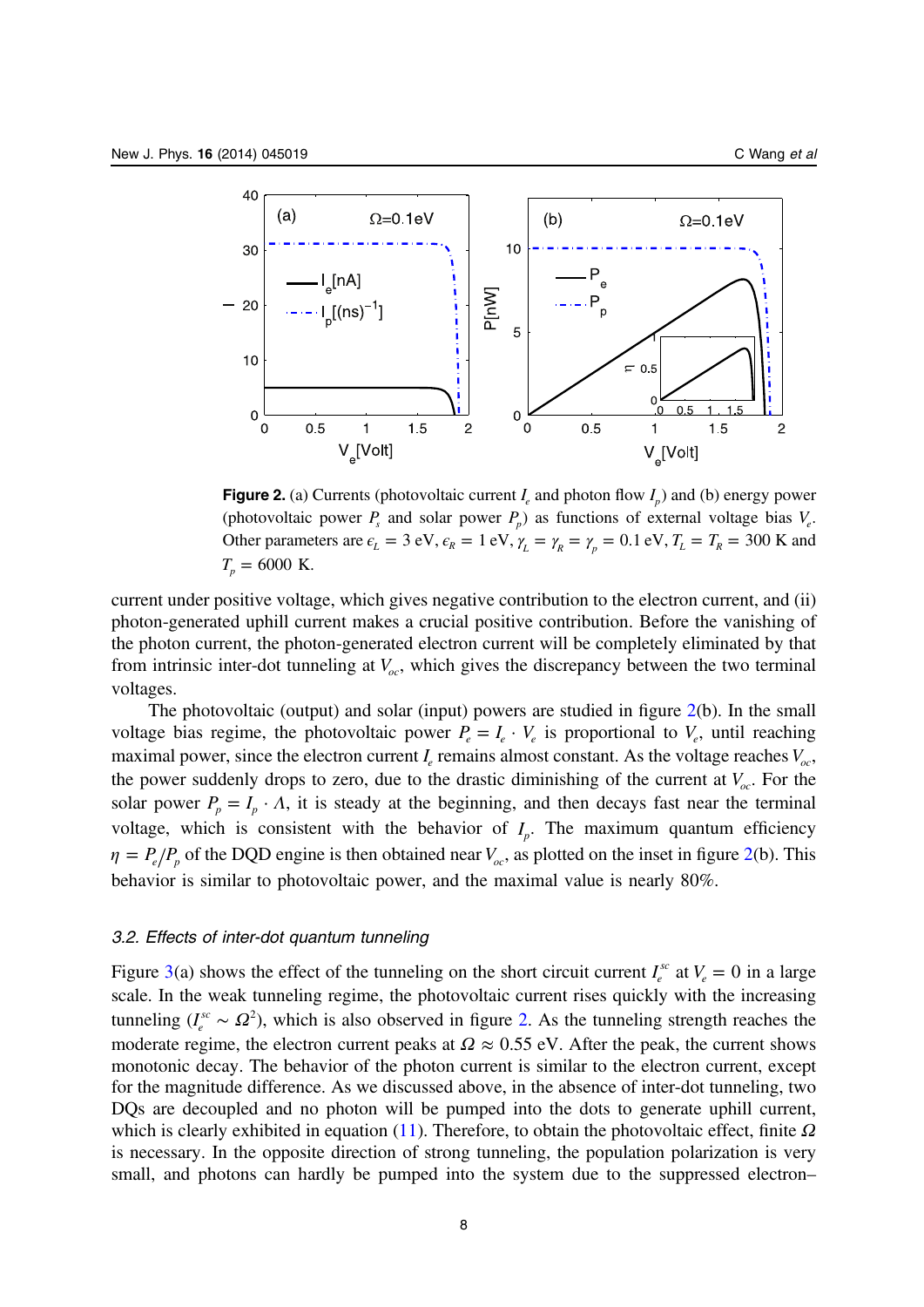**Figure 2.** (a) Currents (photovoltaic current $I_e$ and photon flow $I_p$) and (b) energy power (photovoltaic power $P_s$ and solar power $P_p$) as functions of external voltage bias $V_e$. Other parameters are $\epsilon_L = 3$ eV, $\epsilon_R = 1$ eV, $\gamma_L = \gamma_R = \gamma_p = 0.1$ eV, $T_L = T_R = 300$ K and $T_p = 6000$ K.

current under positive voltage, which gives negative contribution to the electron current, and (ii) photon-generated uphill current makes a crucial positive contribution. Before the vanishing of the photon current, the photon-generated electron current will be completely eliminated by that from intrinsic inter-dot tunneling at $V_{oc}$, which gives the discrepancy between the two terminal voltages.

The photovoltaic (output) and solar (input) powers are studied in figure 2(b). In the small voltage bias regime, the photovoltaic power $P_e = I_e \cdot V_e$ is proportional to $V_e$ until reaching maximal power, since the electron current $I_e$ remains almost constant. As the voltage reaches $V_{oc}$, the power suddenly drops to zero, due to the drastic diminishing of the current at $V_{oc}$. For the solar power $P_p = I_p \cdot \Lambda$, it is steady at the beginning, and then decays fast near the terminal voltage, which is consistent with the behavior of $I_p$. The maximum quantum efficiency $\eta = P_e/P_p$ of the DQD engine is then obtained near $V_{oc}$, as plotted on the inset in figure 2(b). This behavior is similar to photovoltaic power, and the maximal value is nearly 80%.

### 3.2. Effects of inter-dot quantum tunneling

Figure 3(a) shows the effect of the tunneling on the short circuit current $I_e^{sc}$ at $V_e = 0$ in a large scale. In the weak tunneling regime, the photovoltaic current rises quickly with the increasing tunneling ($I_e^{sc} \sim \Omega^2$), which is also observed in figure 2. As the tunneling strength reaches the moderate regime, the electron current peaks at $\Omega \approx 0.55$ eV. After the peak, the current shows monotonic decay. The behavior of the photon current is similar to the electron current, except for the magnitude difference. As we discussed above, in the absence of inter-dot tunneling, two DQs are decoupled and no photon will be pumped into the dots to generate uphill current, which is clearly exhibited in equation (11). Therefore, to obtain the photovoltaic effect, finite $\Omega$ is necessary. In the opposite direction of strong tunneling, the population polarization is very small, and photons can hardly be pumped into the system due to the suppressed electron–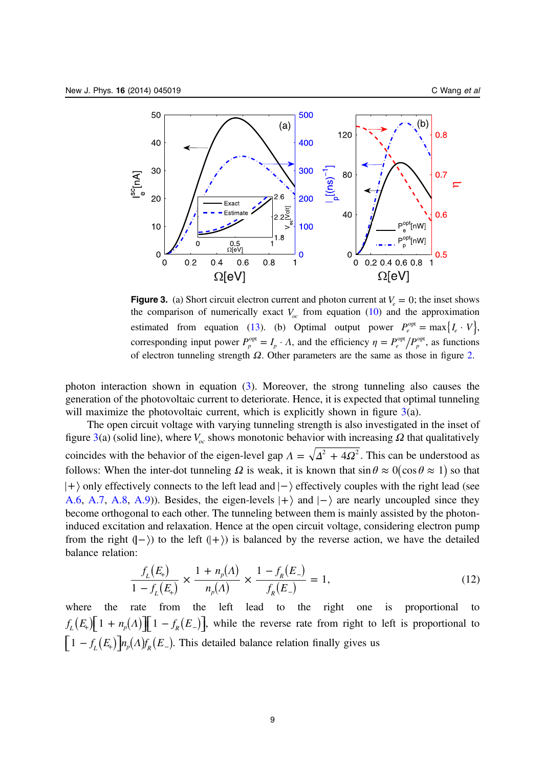**Figure 3.** (a) Short circuit electron current and photon current at $V_e = 0$; the inset shows the comparison of numerically exact $V_{oc}$ from equation (10) and the approximation estimated from equation (13). (b) Optimal output power $P_e^{\text{opt}} = \max\{I_e \cdot V\}$, corresponding input power $P_p^{\text{opt}} = I_p \cdot \Lambda$, and the efficiency $\eta = P_e^{\text{opt}}/P_p^{\text{opt}}$, as functions of electron tunneling strength $\Omega$. Other parameters are the same as those in figure 2.

photon interaction shown in equation (3). Moreover, the strong tunneling also causes the generation of the photovoltaic current to deteriorate. Hence, it is expected that optimal tunneling will maximize the photovoltaic current, which is explicitly shown in figure 3(a).

The open circuit voltage with varying tunneling strength is also investigated in the inset of figure 3(a) (solid line), where $V_{oc}$ shows monotonic behavior with increasing $\Omega$ that qualitatively coincides with the behavior of the eigen-level gap $\Lambda = \sqrt{\Delta^2 + 4\Omega^2}$. This can be understood as follows: When the inter-dot tunneling $\Omega$ is weak, it is known that $\sin\theta \approx 0 (\cos\theta \approx 1)$ so that $|+\rangle$ only effectively connects to the left lead and $|-\rangle$ effectively couples with the right lead (see A.6, A.7, A.8, A.9)). Besides, the eigen-levels $|+\rangle$ and $|-\rangle$ are nearly uncoupled since they become orthogonal to each other. The tunneling between them is mainly assisted by the photon-induced excitation and relaxation. Hence at the open circuit voltage, considering electron pump from the right ($|-\rangle$) to the left ($|+\rangle$) is balanced by the reverse action, we have the detailed balance relation:

$$\frac{f_L(E_+)}{1 - f_L(E_+)} \times \frac{1 + n_p(\Lambda)}{n_p(\Lambda)} \times \frac{1 - f_R(E_-)}{f_R(E_-)} = 1, \tag{12}$$

where the rate from the left lead to the right one is proportional to $f_L(E_+)\left[1 + n_p(\Lambda)\right]\left[1 - f_R(E_-)\right]$, while the reverse rate from right to left is proportional to $\left[1 - f_L(E_+)\right] n_p(\Lambda) f_R(E_-)$. This detailed balance relation finally gives us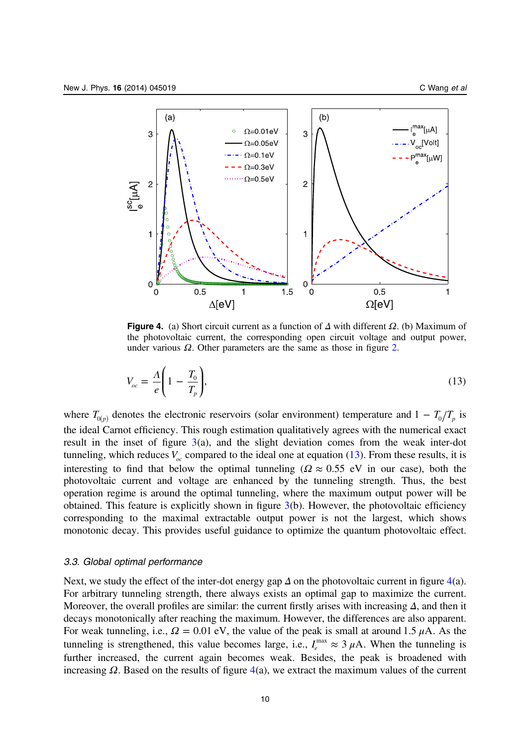**Figure 4.** (a) Short circuit current as a function of $\Delta$ with different $\Omega$. (b) Maximum of the photovoltaic current, the corresponding open circuit voltage and output power, under various $\Omega$. Other parameters are the same as those in figure 2.

$$V_{oc} = \frac{\Lambda}{e}\left(1 - \frac{T_0}{T_p}\right), \tag{13}$$

where $T_{0(p)}$ denotes the electronic reservoirs (solar environment) temperature and $1 - T_0/T_p$ is the ideal Carnot efficiency. This rough estimation qualitatively agrees with the numerical exact result in the inset of figure 3(a), and the slight deviation comes from the weak inter-dot tunneling, which reduces $V_{oc}$ compared to the ideal one at equation (13). From these results, it is interesting to find that below the optimal tunneling ($\Omega \approx 0.55$ eV in our case), both the photovoltaic current and voltage are enhanced by the tunneling strength. Thus, the best operation regime is around the optimal tunneling, where the maximum output power will be obtained. This feature is explicitly shown in figure 3(b). However, the photovoltaic efficiency corresponding to the maximal extractable output power is not the largest, which shows monotonic decay. This provides useful guidance to optimize the quantum photovoltaic effect.

### *3.3. Global optimal performance*

Next, we study the effect of the inter-dot energy gap $\Delta$ on the photovoltaic current in figure 4(a). For arbitrary tunneling strength, there always exists an optimal gap to maximize the current. Moreover, the overall profiles are similar: the current firstly arises with increasing $\Delta$, and then it decays monotonically after reaching the maximum. However, the differences are also apparent. For weak tunneling, i.e., $\Omega = 0.01$ eV, the value of the peak is small at around 1.5 $\mu$A. As the tunneling is strengthened, this value becomes large, i.e., $I_e^{\max} \approx 3\ \mu$A. When the tunneling is further increased, the current again becomes weak. Besides, the peak is broadened with increasing $\Omega$. Based on the results of figure 4(a), we extract the maximum values of the current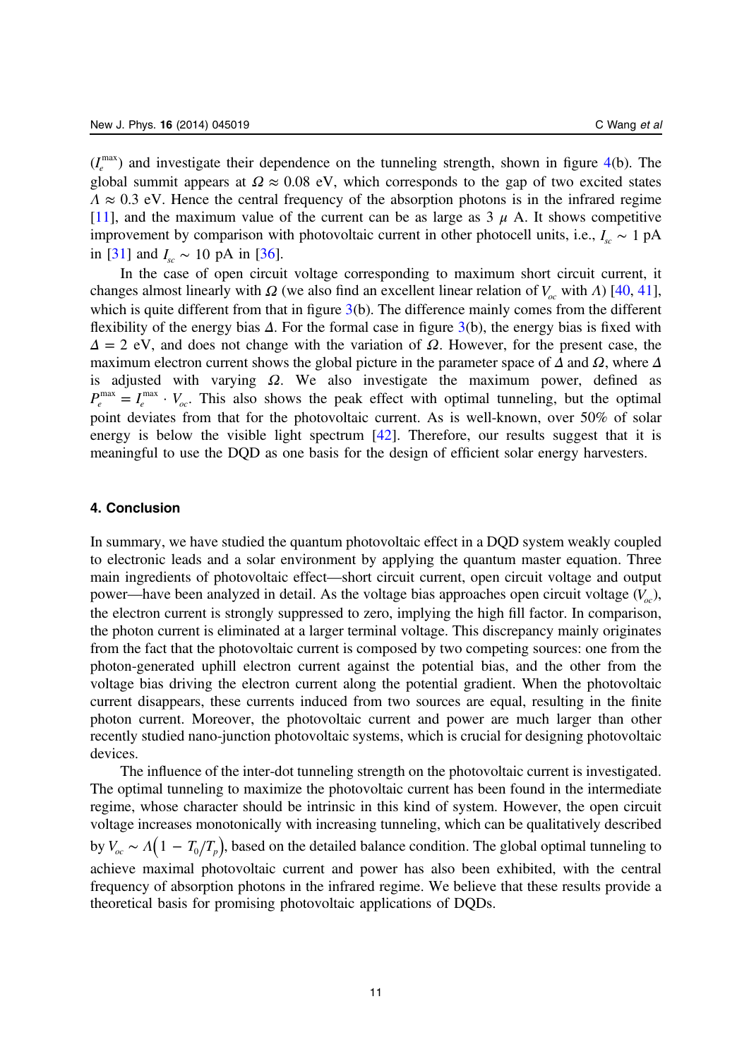($I_e^{\max}$) and investigate their dependence on the tunneling strength, shown in figure 4(b). The global summit appears at $\Omega \approx 0.08$ eV, which corresponds to the gap of two excited states $\Lambda \approx 0.3$ eV. Hence the central frequency of the absorption photons is in the infrared regime [11], and the maximum value of the current can be as large as 3 $\mu$ A. It shows competitive improvement by comparison with photovoltaic current in other photocell units, i.e., $I_{sc} \sim 1$ pA in [31] and $I_{sc} \sim 10$ pA in [36].

In the case of open circuit voltage corresponding to maximum short circuit current, it changes almost linearly with $\Omega$ (we also find an excellent linear relation of $V_{oc}$ with $\Lambda$) [40, 41], which is quite different from that in figure 3(b). The difference mainly comes from the different flexibility of the energy bias $\Delta$. For the formal case in figure 3(b), the energy bias is fixed with $\Delta = 2$ eV, and does not change with the variation of $\Omega$. However, for the present case, the maximum electron current shows the global picture in the parameter space of $\Delta$ and $\Omega$, where $\Delta$ is adjusted with varying $\Omega$. We also investigate the maximum power, defined as $P_e^{\max} = I_e^{\max} \cdot V_{oc}$. This also shows the peak effect with optimal tunneling, but the optimal point deviates from that for the photovoltaic current. As is well-known, over 50% of solar energy is below the visible light spectrum [42]. Therefore, our results suggest that it is meaningful to use the DQD as one basis for the design of efficient solar energy harvesters.

## 4. Conclusion

In summary, we have studied the quantum photovoltaic effect in a DQD system weakly coupled to electronic leads and a solar environment by applying the quantum master equation. Three main ingredients of photovoltaic effect—short circuit current, open circuit voltage and output power—have been analyzed in detail. As the voltage bias approaches open circuit voltage ($V_{oc}$), the electron current is strongly suppressed to zero, implying the high fill factor. In comparison, the photon current is eliminated at a larger terminal voltage. This discrepancy mainly originates from the fact that the photovoltaic current is composed by two competing sources: one from the photon-generated uphill electron current against the potential bias, and the other from the voltage bias driving the electron current along the potential gradient. When the photovoltaic current disappears, these currents induced from two sources are equal, resulting in the finite photon current. Moreover, the photovoltaic current and power are much larger than other recently studied nano-junction photovoltaic systems, which is crucial for designing photovoltaic devices.

The influence of the inter-dot tunneling strength on the photovoltaic current is investigated. The optimal tunneling to maximize the photovoltaic current has been found in the intermediate regime, whose character should be intrinsic in this kind of system. However, the open circuit voltage increases monotonically with increasing tunneling, which can be qualitatively described by $V_{oc} \sim \Lambda\left(1 - T_0/T_p\right)$, based on the detailed balance condition. The global optimal tunneling to achieve maximal photovoltaic current and power has also been exhibited, with the central frequency of absorption photons in the infrared regime. We believe that these results provide a theoretical basis for promising photovoltaic applications of DQDs.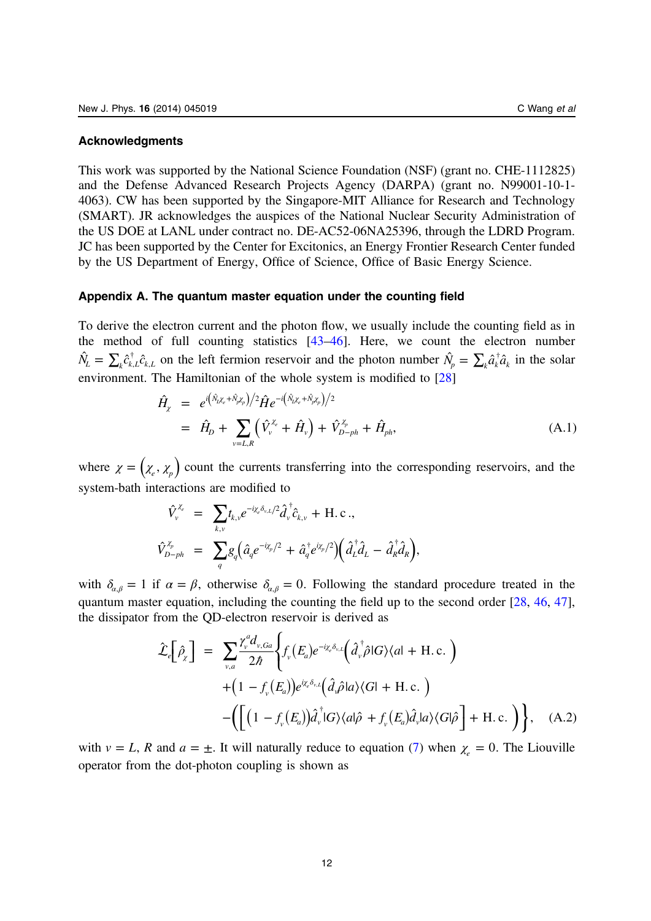## Acknowledgments

This work was supported by the National Science Foundation (NSF) (grant no. CHE-1112825) and the Defense Advanced Research Projects Agency (DARPA) (grant no. N99001-10-1-4063). CW has been supported by the Singapore-MIT Alliance for Research and Technology (SMART). JR acknowledges the auspices of the National Nuclear Security Administration of the US DOE at LANL under contract no. DE-AC52-06NA25396, through the LDRD Program. JC has been supported by the Center for Excitonics, an Energy Frontier Research Center funded by the US Department of Energy, Office of Science, Office of Basic Energy Science.

## Appendix A. The quantum master equation under the counting field

To derive the electron current and the photon flow, we usually include the counting field as in the method of full counting statistics [43–46]. Here, we count the electron number $\hat{N}_L = \sum_k \hat{c}_{k,L}^\dagger \hat{c}_{k,L}$ on the left fermion reservoir and the photon number $\hat{N}_p = \sum_k \hat{a}_k^\dagger \hat{a}_k$ in the solar environment. The Hamiltonian of the whole system is modified to [28]

$$
\begin{aligned}
\hat{H}_\chi &= e^{i\left(\hat{N}_L\chi_e + \hat{N}_p\chi_p\right)/2} \hat{H} e^{-i\left(\hat{N}_L\chi_e + \hat{N}_p\chi_p\right)/2} \\
&= \hat{H}_D + \sum_{v=L,R} \left(\hat{V}_v^{\chi_e} + \hat{H}_v\right) + \hat{V}_{D-ph}^{\chi_p} + \hat{H}_{ph},
\end{aligned}
\tag{A.1}
$$

where $\chi = \left(\chi_e, \chi_p\right)$ count the currents transferring into the corresponding reservoirs, and the system-bath interactions are modified to

$$
\begin{aligned}
\hat{V}_v^{\chi_e} &= \sum_{k,v} t_{k,v} e^{-i\chi_e \delta_{v,L}/2} \hat{d}_v^\dagger \hat{c}_{k,v} + \mathrm{H.c.}, \\
\hat{V}_{D-ph}^{\chi_p} &= \sum_q g_q \left(\hat{a}_q e^{-i\chi_p/2} + \hat{a}_q^\dagger e^{i\chi_p/2}\right)\left(\hat{d}_L^\dagger \hat{d}_L - \hat{d}_R^\dagger \hat{d}_R\right),
\end{aligned}
$$

with $\delta_{\alpha,\beta} = 1$ if $\alpha = \beta$, otherwise $\delta_{\alpha,\beta} = 0$. Following the standard procedure treated in the quantum master equation, including the counting the field up to the second order [28, 46, 47], the dissipator from the QD-electron reservoir is derived as

$$
\begin{aligned}
\hat{\mathcal{L}}_e\left[\hat{\rho}_\chi\right] = \sum_{v,a} \frac{\gamma_v^a d_{v,Ga}}{2\hbar} \Big\{ & f_v\left(E_a\right) e^{-i\chi_e \delta_{v,L}} \left(\hat{d}_v^\dagger \hat{\rho} |G\rangle\langle a| + \mathrm{H.c.}\right) \\
& + \left(1 - f_v\left(E_a\right)\right) e^{i\chi_e \delta_{v,L}} \left(\hat{d}_v \hat{\rho} |a\rangle\langle G| + \mathrm{H.c.}\right) \\
& - \left(\left[\left(1 - f_v\left(E_a\right)\right) \hat{d}_v^\dagger |G\rangle\langle a| \hat{\rho} + f_v\left(E_a\right) \hat{d}_v |a\rangle\langle G| \hat{\rho}\right] + \mathrm{H.c.}\right) \Big\},
\end{aligned}
\tag{A.2}
$$

with $v = L, R$ and $a = \pm$. It will naturally reduce to equation (7) when $\chi_e = 0$. The Liouville operator from the dot-photon coupling is shown as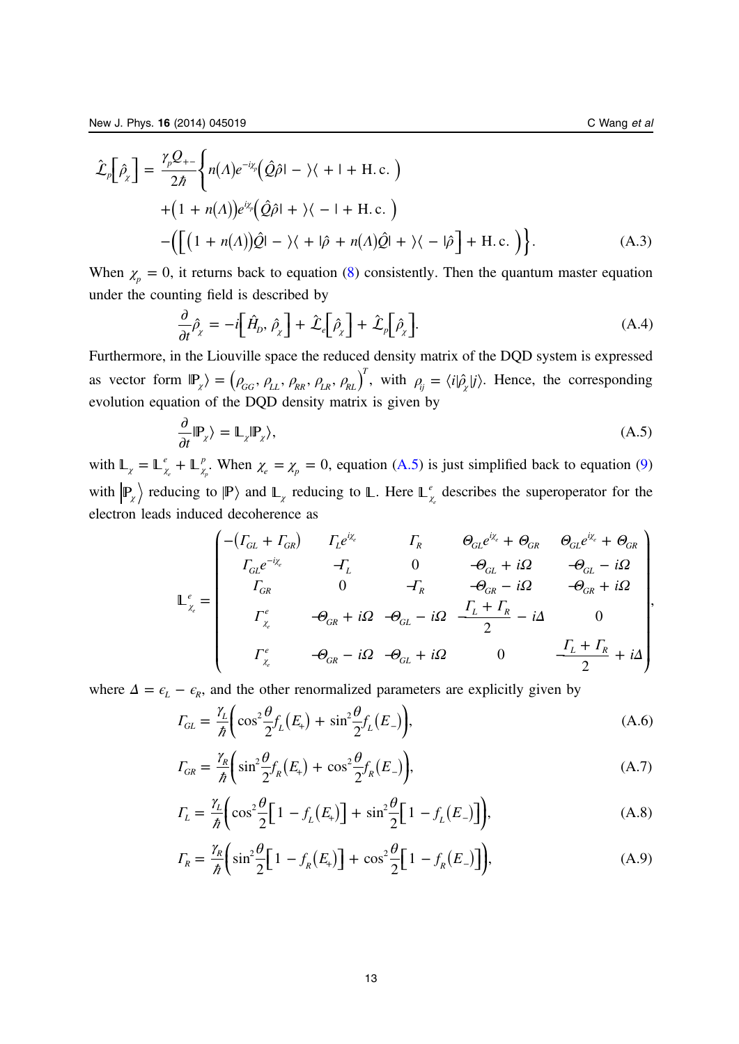$$\hat{\mathcal{L}}_p\left[\hat{\rho}_\chi\right] = \frac{\gamma_p Q_{+-}}{2\hbar}\Big\{n(\Lambda)e^{-i\chi_p}\left(\hat{Q}\hat{\rho}| - \rangle\langle + | + \mathrm{H.c.}\right)$$
$$+\left(1 + n(\Lambda)\right)e^{i\chi_p}\left(\hat{Q}\hat{\rho}| + \rangle\langle - | + \mathrm{H.c.}\right)$$
$$-\left(\left[\left(1 + n(\Lambda)\right)\hat{Q}| - \rangle\langle + |\hat{\rho} + n(\Lambda)\hat{Q}| + \rangle\langle - |\hat{\rho}\right] + \mathrm{H.c.}\right)\Big\}. \tag{A.3}$$

When $\chi_p = 0$, it returns back to equation (8) consistently. Then the quantum master equation under the counting field is described by

$$\frac{\partial}{\partial t}\hat{\rho}_\chi = -i\left[\hat{H}_D, \hat{\rho}_\chi\right] + \hat{\mathcal{L}}_e\left[\hat{\rho}_\chi\right] + \hat{\mathcal{L}}_p\left[\hat{\rho}_\chi\right]. \tag{A.4}$$

Furthermore, in the Liouville space the reduced density matrix of the DQD system is expressed as vector form $|\mathbb{P}_\chi\rangle = \left(\rho_{GG}, \rho_{LL}, \rho_{RR}, \rho_{LR}, \rho_{RL}\right)^T$, with $\rho_{ij} = \langle i|\hat{\rho}_\chi|j\rangle$. Hence, the corresponding evolution equation of the DQD density matrix is given by

$$\frac{\partial}{\partial t}|\mathbb{P}_\chi\rangle = \mathbb{L}_\chi|\mathbb{P}_\chi\rangle, \tag{A.5}$$

with $\mathbb{L}_\chi = \mathbb{L}^e_{\chi_e} + \mathbb{L}^p_{\chi_p}$. When $\chi_e = \chi_p = 0$, equation (A.5) is just simplified back to equation (9) with $\left|\mathbb{P}_\chi\right\rangle$ reducing to $|\mathbb{P}\rangle$ and $\mathbb{L}_\chi$ reducing to $\mathbb{L}$. Here $\mathbb{L}^e_{\chi_e}$ describes the superoperator for the electron leads induced decoherence as

$$\mathbb{L}^e_{\chi_e} = \begin{pmatrix} -\left(\Gamma_{GL} + \Gamma_{GR}\right) & \Gamma_L e^{i\chi_e} & \Gamma_R & \Theta_{GL}e^{i\chi_e} + \Theta_{GR} & \Theta_{GL}e^{i\chi_e} + \Theta_{GR} \\ \Gamma_{GL}e^{-i\chi_e} & -\Gamma_L & 0 & -\Theta_{GL} + i\Omega & -\Theta_{GL} - i\Omega \\ \Gamma_{GR} & 0 & -\Gamma_R & -\Theta_{GR} - i\Omega & -\Theta_{GR} + i\Omega \\ \Gamma^e_{\chi_e} & -\Theta_{GR} + i\Omega & -\Theta_{GL} - i\Omega & -\dfrac{\Gamma_L + \Gamma_R}{2} - i\Delta & 0 \\ \Gamma^e_{\chi_e} & -\Theta_{GR} - i\Omega & -\Theta_{GL} + i\Omega & 0 & -\dfrac{\Gamma_L + \Gamma_R}{2} + i\Delta \end{pmatrix},$$

where $\Delta = \epsilon_L - \epsilon_R$, and the other renormalized parameters are explicitly given by

$$\Gamma_{GL} = \frac{\gamma_L}{\hbar}\left(\cos^2\frac{\theta}{2}f_L\left(E_+\right) + \sin^2\frac{\theta}{2}f_L\left(E_-\right)\right), \tag{A.6}$$

$$\Gamma_{GR} = \frac{\gamma_R}{\hbar}\left(\sin^2\frac{\theta}{2}f_R\left(E_+\right) + \cos^2\frac{\theta}{2}f_R\left(E_-\right)\right), \tag{A.7}$$

$$\Gamma_L = \frac{\gamma_L}{\hbar}\left(\cos^2\frac{\theta}{2}\left[1 - f_L\left(E_+\right)\right] + \sin^2\frac{\theta}{2}\left[1 - f_L\left(E_-\right)\right]\right), \tag{A.8}$$

$$\Gamma_R = \frac{\gamma_R}{\hbar}\left(\sin^2\frac{\theta}{2}\left[1 - f_R\left(E_+\right)\right] + \cos^2\frac{\theta}{2}\left[1 - f_R\left(E_-\right)\right]\right), \tag{A.9}$$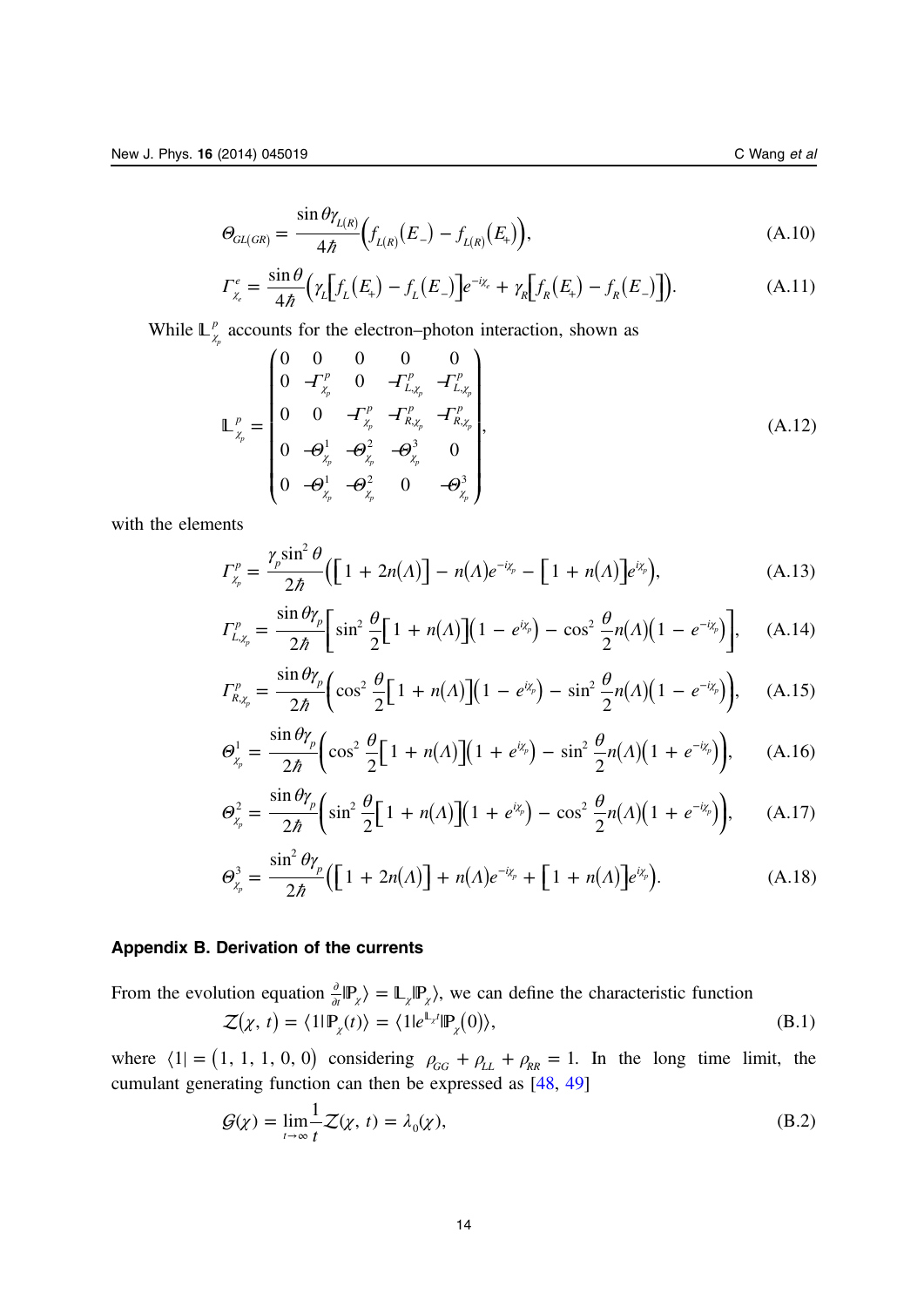$$\Theta_{GL(GR)} = \frac{\sin\theta\gamma_{L(R)}}{4\hbar}\Big(f_{L(R)}(E_-) - f_{L(R)}(E_+)\Big), \tag{A.10}$$

$$\Gamma^e_{\chi_e} = \frac{\sin\theta}{4\hbar}\Big(\gamma_L\big[f_L(E_+) - f_L(E_-)\big]e^{-i\chi_e} + \gamma_R\big[f_R(E_+) - f_R(E_-)\big]\Big). \tag{A.11}$$

While $\mathbb{L}^p_{\chi_p}$ accounts for the electron–photon interaction, shown as

$$\mathbb{L}^p_{\chi_p} = \begin{pmatrix} 0 & 0 & 0 & 0 & 0 \\ 0 & -\Gamma^p_{\chi_p} & 0 & -\Gamma^p_{L,\chi_p} & -\Gamma^p_{L,\chi_p} \\ 0 & 0 & -\Gamma^p_{\chi_p} & -\Gamma^p_{R,\chi_p} & -\Gamma^p_{R,\chi_p} \\ 0 & -\Theta^1_{\chi_p} & -\Theta^2_{\chi_p} & -\Theta^3_{\chi_p} & 0 \\ 0 & -\Theta^1_{\chi_p} & -\Theta^2_{\chi_p} & 0 & -\Theta^3_{\chi_p} \end{pmatrix}, \tag{A.12}$$

with the elements

$$\Gamma^p_{\chi_p} = \frac{\gamma_p \sin^2\theta}{2\hbar}\Big(\big[1 + 2n(\Lambda)\big] - n(\Lambda)e^{-i\chi_p} - \big[1 + n(\Lambda)\big]e^{i\chi_p}\Big), \tag{A.13}$$

$$\Gamma^p_{L,\chi_p} = \frac{\sin\theta\gamma_p}{2\hbar}\Big[\sin^2\frac{\theta}{2}\big[1 + n(\Lambda)\big]\big(1 - e^{i\chi_p}\big) - \cos^2\frac{\theta}{2}n(\Lambda)\big(1 - e^{-i\chi_p}\big)\Big], \tag{A.14}$$

$$\Gamma^p_{R,\chi_p} = \frac{\sin\theta\gamma_p}{2\hbar}\Big(\cos^2\frac{\theta}{2}\big[1 + n(\Lambda)\big]\big(1 - e^{i\chi_p}\big) - \sin^2\frac{\theta}{2}n(\Lambda)\big(1 - e^{-i\chi_p}\big)\Big), \tag{A.15}$$

$$\Theta^1_{\chi_p} = \frac{\sin\theta\gamma_p}{2\hbar}\Big(\cos^2\frac{\theta}{2}\big[1 + n(\Lambda)\big]\big(1 + e^{i\chi_p}\big) - \sin^2\frac{\theta}{2}n(\Lambda)\big(1 + e^{-i\chi_p}\big)\Big), \tag{A.16}$$

$$\Theta^2_{\chi_p} = \frac{\sin\theta\gamma_p}{2\hbar}\Big(\sin^2\frac{\theta}{2}\big[1 + n(\Lambda)\big]\big(1 + e^{i\chi_p}\big) - \cos^2\frac{\theta}{2}n(\Lambda)\big(1 + e^{-i\chi_p}\big)\Big), \tag{A.17}$$

$$\Theta^3_{\chi_p} = \frac{\sin^2\theta\gamma_p}{2\hbar}\Big(\big[1 + 2n(\Lambda)\big] + n(\Lambda)e^{-i\chi_p} + \big[1 + n(\Lambda)\big]e^{i\chi_p}\Big). \tag{A.18}$$

## Appendix B. Derivation of the currents

From the evolution equation $\frac{\partial}{\partial t}|\mathbb{P}_\chi\rangle = \mathbb{L}_\chi|\mathbb{P}_\chi\rangle$, we can define the characteristic function

$$\mathcal{Z}(\chi, t) = \langle 1|\mathbb{P}_\chi(t)\rangle = \langle 1|e^{\mathbb{L}_\chi t}|\mathbb{P}_\chi(0)\rangle, \tag{B.1}$$

where $\langle 1| = (1, 1, 1, 0, 0)$ considering $\rho_{GG} + \rho_{LL} + \rho_{RR} = 1$. In the long time limit, the cumulant generating function can then be expressed as [48, 49]

$$\mathcal{G}(\chi) = \lim_{t\to\infty}\frac{1}{t}\mathcal{Z}(\chi, t) = \lambda_0(\chi), \tag{B.2}$$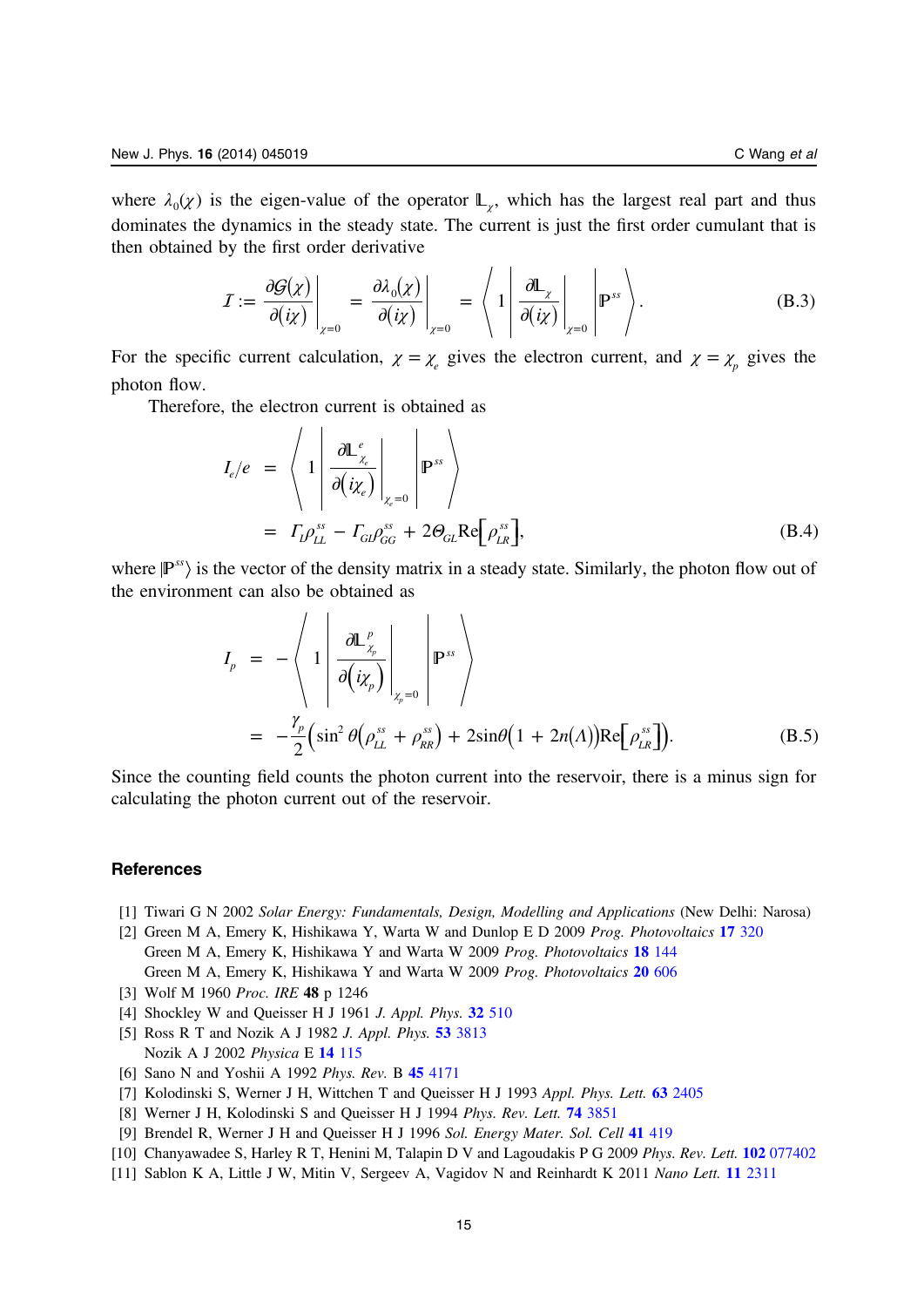where $\lambda_0(\chi)$ is the eigen-value of the operator $\mathbb{L}_\chi$, which has the largest real part and thus dominates the dynamics in the steady state. The current is just the first order cumulant that is then obtained by the first order derivative

$$\mathcal{I} := \left.\frac{\partial \mathcal{G}(\chi)}{\partial(i\chi)}\right|_{\chi=0} = \left.\frac{\partial \lambda_0(\chi)}{\partial(i\chi)}\right|_{\chi=0} = \left\langle 1 \left| \left.\frac{\partial \mathbb{L}_\chi}{\partial(i\chi)}\right|_{\chi=0} \right| \mathbb{P}^{ss} \right\rangle. \tag{B.3}$$

For the specific current calculation, $\chi = \chi_e$ gives the electron current, and $\chi = \chi_p$ gives the photon flow.

Therefore, the electron current is obtained as

$$\begin{aligned} I_e/e &= \left\langle 1 \left| \left.\frac{\partial \mathbb{L}^e_{\chi_e}}{\partial\left(i\chi_e\right)}\right|_{\chi_e=0} \right| \mathbb{P}^{ss} \right\rangle \\ &= \Gamma_l \rho^{ss}_{LL} - \Gamma_{Gl} \rho^{ss}_{GG} + 2\Theta_{GL} \mathrm{Re}\left[\rho^{ss}_{LR}\right], \end{aligned} \tag{B.4}$$

where $|\mathbb{P}^{ss}\rangle$ is the vector of the density matrix in a steady state. Similarly, the photon flow out of the environment can also be obtained as

$$\begin{aligned} I_p &= -\left\langle 1 \left| \left.\frac{\partial \mathbb{L}^p_{\chi_p}}{\partial\left(i\chi_p\right)}\right|_{\chi_p=0} \right| \mathbb{P}^{ss} \right\rangle \\ &= -\frac{\gamma_p}{2}\left(\sin^2\theta\left(\rho^{ss}_{LL} + \rho^{ss}_{RR}\right) + 2\sin\theta\left(1 + 2n(\Lambda)\right)\mathrm{Re}\left[\rho^{ss}_{LR}\right]\right). \end{aligned} \tag{B.5}$$

Since the counting field counts the photon current into the reservoir, there is a minus sign for calculating the photon current out of the reservoir.

## References

[1] Tiwari G N 2002 *Solar Energy: Fundamentals, Design, Modelling and Applications* (New Delhi: Narosa)

[2] Green M A, Emery K, Hishikawa Y, Warta W and Dunlop E D 2009 *Prog. Photovoltaics* **17** 320
Green M A, Emery K, Hishikawa Y and Warta W 2009 *Prog. Photovoltaics* **18** 144
Green M A, Emery K, Hishikawa Y and Warta W 2009 *Prog. Photovoltaics* **20** 606

[3] Wolf M 1960 *Proc. IRE* **48** p 1246

[4] Shockley W and Queisser H J 1961 *J. Appl. Phys.* **32** 510

[5] Ross R T and Nozik A J 1982 *J. Appl. Phys.* **53** 3813
Nozik A J 2002 *Physica* E **14** 115

[6] Sano N and Yoshii A 1992 *Phys. Rev.* B **45** 4171

[7] Kolodinski S, Werner J H, Wittchen T and Queisser H J 1993 *Appl. Phys. Lett.* **63** 2405

[8] Werner J H, Kolodinski S and Queisser H J 1994 *Phys. Rev. Lett.* **74** 3851

[9] Brendel R, Werner J H and Queisser H J 1996 *Sol. Energy Mater. Sol. Cell* **41** 419

[10] Chanyawadee S, Harley R T, Henini M, Talapin D V and Lagoudakis P G 2009 *Phys. Rev. Lett.* **102** 077402

[11] Sablon K A, Little J W, Mitin V, Sergeev A, Vagidov N and Reinhardt K 2011 *Nano Lett.* **11** 2311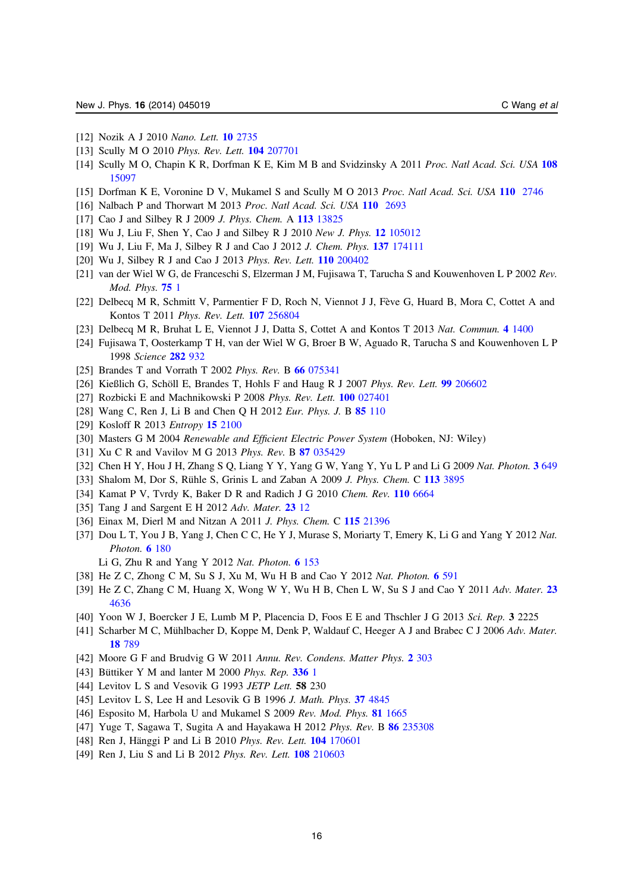[12] Nozik A J 2010 *Nano. Lett.* **10** 2735

[13] Scully M O 2010 *Phys. Rev. Lett.* **104** 207701

[14] Scully M O, Chapin K R, Dorfman K E, Kim M B and Svidzinsky A 2011 *Proc. Natl Acad. Sci. USA* **108** 15097

[15] Dorfman K E, Voronine D V, Mukamel S and Scully M O 2013 *Proc. Natl Acad. Sci. USA* **110** 2746

[16] Nalbach P and Thorwart M 2013 *Proc. Natl Acad. Sci. USA* **110** 2693

[17] Cao J and Silbey R J 2009 *J. Phys. Chem.* A **113** 13825

[18] Wu J, Liu F, Shen Y, Cao J and Silbey R J 2010 *New J. Phys.* **12** 105012

[19] Wu J, Liu F, Ma J, Silbey R J and Cao J 2012 *J. Chem. Phys.* **137** 174111

[20] Wu J, Silbey R J and Cao J 2013 *Phys. Rev. Lett.* **110** 200402

[21] van der Wiel W G, de Franceschi S, Elzerman J M, Fujisawa T, Tarucha S and Kouwenhoven L P 2002 *Rev. Mod. Phys.* **75** 1

[22] Delbecq M R, Schmitt V, Parmentier F D, Roch N, Viennot J J, Fève G, Huard B, Mora C, Cottet A and Kontos T 2011 *Phys. Rev. Lett.* **107** 256804

[23] Delbecq M R, Bruhat L E, Viennot J J, Datta S, Cottet A and Kontos T 2013 *Nat. Commun.* **4** 1400

[24] Fujisawa T, Oosterkamp T H, van der Wiel W G, Broer B W, Aguado R, Tarucha S and Kouwenhoven L P 1998 *Science* **282** 932

[25] Brandes T and Vorrath T 2002 *Phys. Rev.* B **66** 075341

[26] Kießlich G, Schöll E, Brandes T, Hohls F and Haug R J 2007 *Phys. Rev. Lett.* **99** 206602

[27] Rozbicki E and Machnikowski P 2008 *Phys. Rev. Lett.* **100** 027401

[28] Wang C, Ren J, Li B and Chen Q H 2012 *Eur. Phys. J.* B **85** 110

[29] Kosloff R 2013 *Entropy* **15** 2100

[30] Masters G M 2004 *Renewable and Efficient Electric Power System* (Hoboken, NJ: Wiley)

[31] Xu C R and Vavilov M G 2013 *Phys. Rev.* B **87** 035429

[32] Chen H Y, Hou J H, Zhang S Q, Liang Y Y, Yang G W, Yang Y, Yu L P and Li G 2009 *Nat. Photon.* **3** 649

[33] Shalom M, Dor S, Rühle S, Grinis L and Zaban A 2009 *J. Phys. Chem.* C **113** 3895

[34] Kamat P V, Tvrdy K, Baker D R and Radich J G 2010 *Chem. Rev.* **110** 6664

[35] Tang J and Sargent E H 2012 *Adv. Mater.* **23** 12

[36] Einax M, Dierl M and Nitzan A 2011 *J. Phys. Chem.* C **115** 21396

[37] Dou L T, You J B, Yang J, Chen C C, He Y J, Murase S, Moriarty T, Emery K, Li G and Yang Y 2012 *Nat. Photon.* **6** 180
Li G, Zhu R and Yang Y 2012 *Nat. Photon.* **6** 153

[38] He Z C, Zhong C M, Su S J, Xu M, Wu H B and Cao Y 2012 *Nat. Photon.* **6** 591

[39] He Z C, Zhang C M, Huang X, Wong W Y, Wu H B, Chen L W, Su S J and Cao Y 2011 *Adv. Mater.* **23** 4636

[40] Yoon W J, Boercker J E, Lumb M P, Placencia D, Foos E E and Thschler J G 2013 *Sci. Rep.* **3** 2225

[41] Scharber M C, Mühlbacher D, Koppe M, Denk P, Waldauf C, Heeger A J and Brabec C J 2006 *Adv. Mater.* **18** 789

[42] Moore G F and Brudvig G W 2011 *Annu. Rev. Condens. Matter Phys.* **2** 303

[43] Büttiker Y M and lanter M 2000 *Phys. Rep.* **336** 1

[44] Levitov L S and Vesovik G 1993 *JETP Lett.* **58** 230

[45] Levitov L S, Lee H and Lesovik G B 1996 *J. Math. Phys.* **37** 4845

[46] Esposito M, Harbola U and Mukamel S 2009 *Rev. Mod. Phys.* **81** 1665

[47] Yuge T, Sagawa T, Sugita A and Hayakawa H 2012 *Phys. Rev.* B **86** 235308

[48] Ren J, Hänggi P and Li B 2010 *Phys. Rev. Lett.* **104** 170601

[49] Ren J, Liu S and Li B 2012 *Phys. Rev. Lett.* **108** 210603